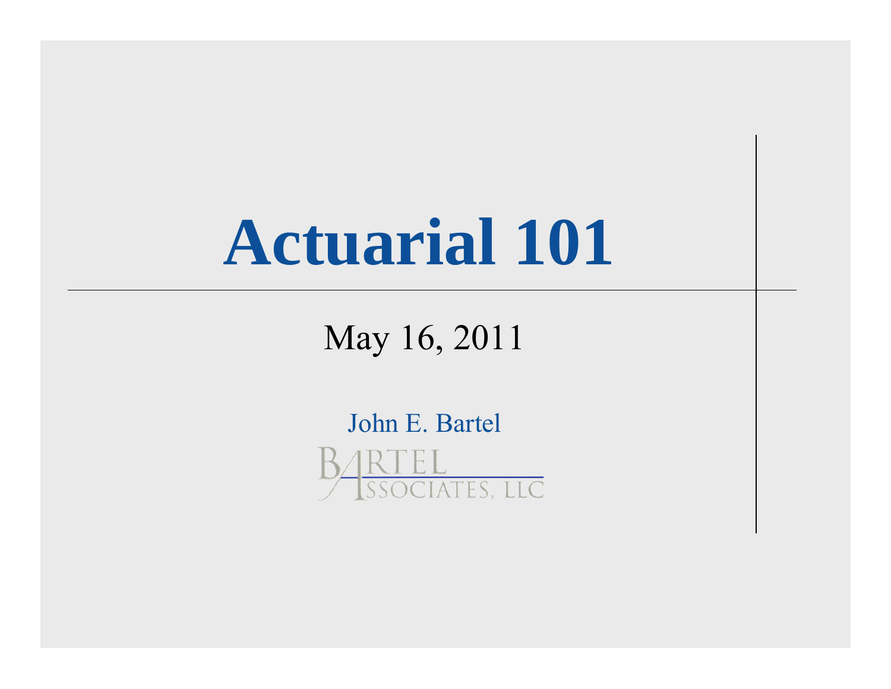# Actuarial 101

May 16, 2011

John E. Bartel

Bartel Associates, LLC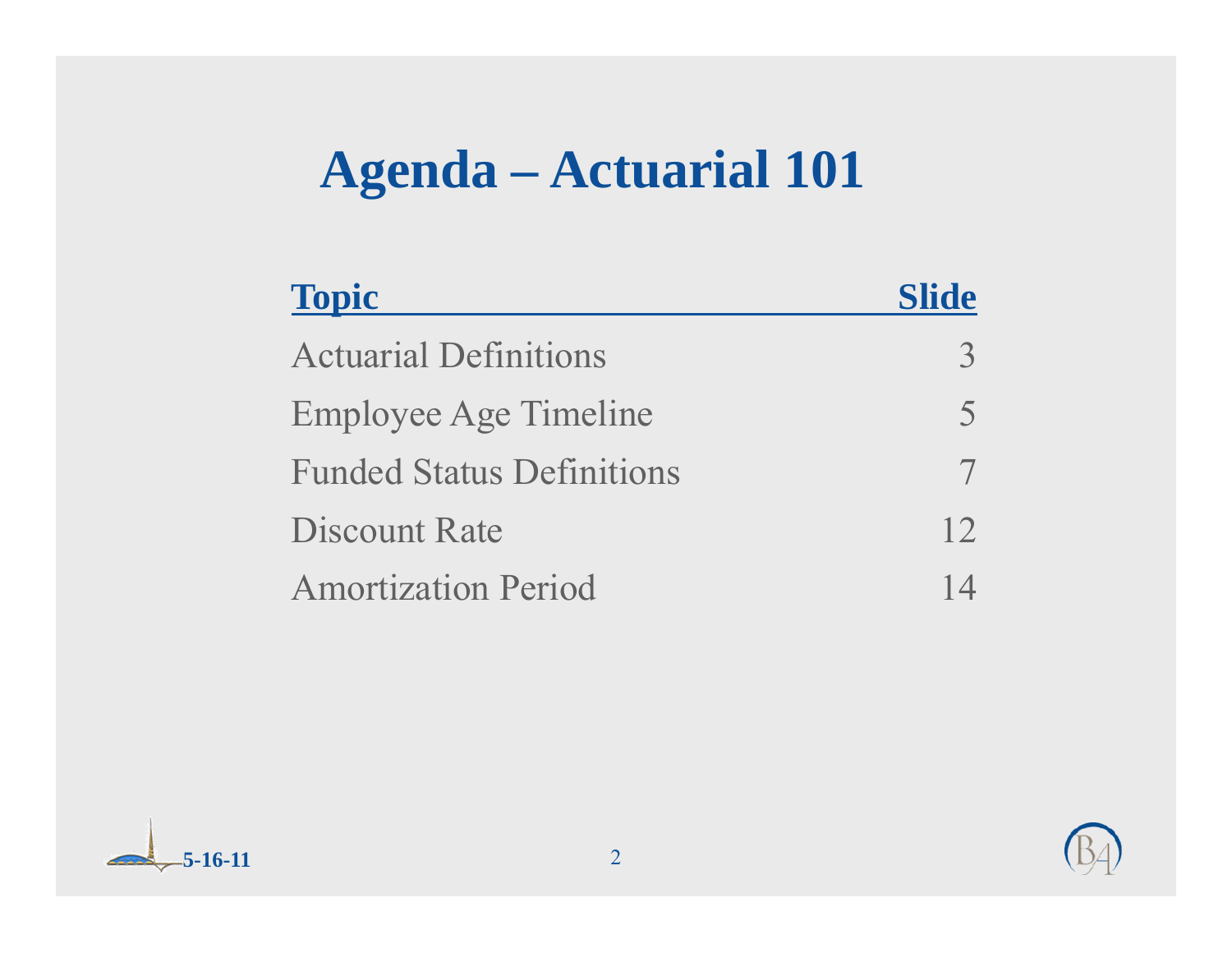# Agenda – Actuarial 101

| Topic | Slide |
|---|---|
| Actuarial Definitions | 3 |
| Employee Age Timeline | 5 |
| Funded Status Definitions | 7 |
| Discount Rate | 12 |
| Amortization Period | 14 |

5-16-11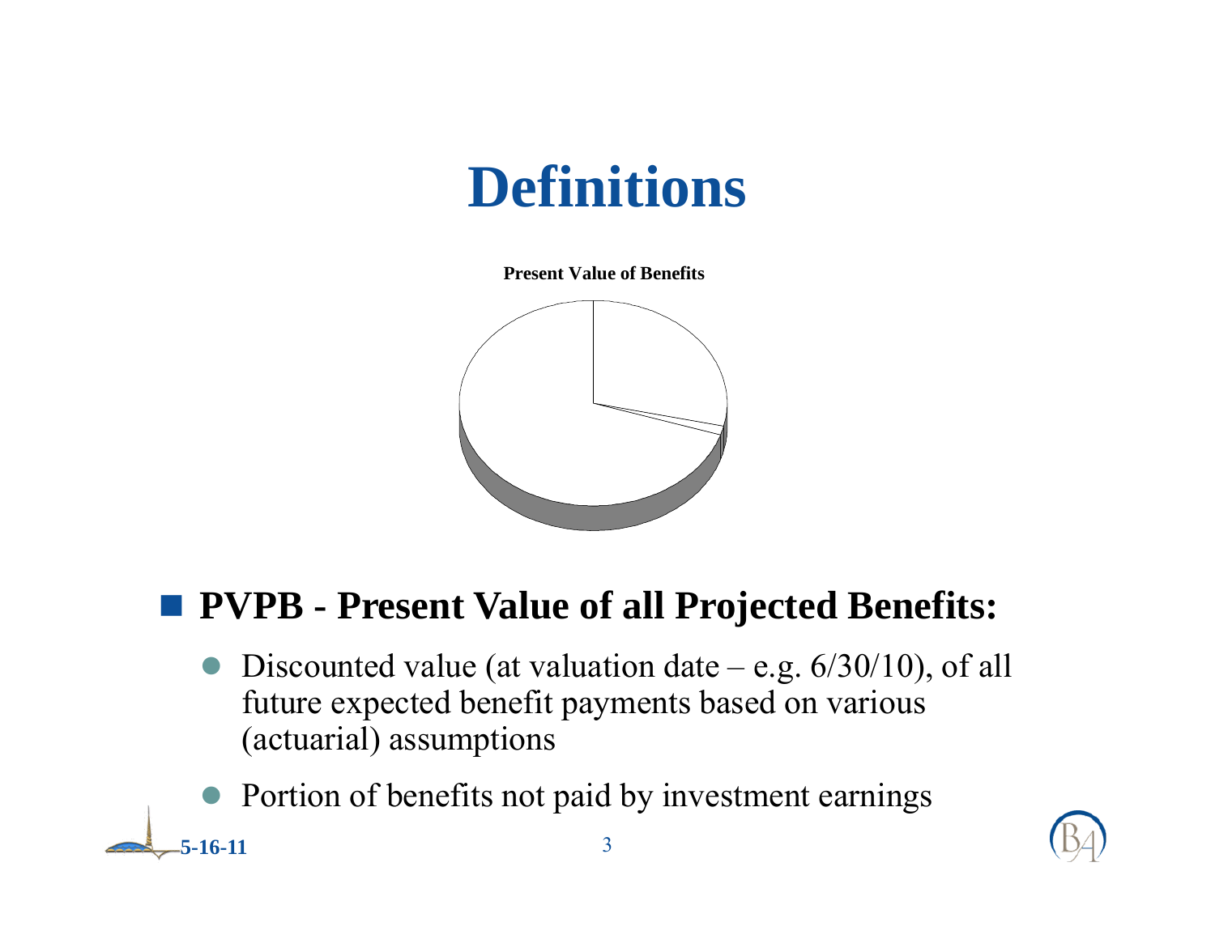# Definitions

Present Value of Benefits

- **PVPB - Present Value of all Projected Benefits:**
  - Discounted value (at valuation date – e.g. 6/30/10), of all future expected benefit payments based on various (actuarial) assumptions
  - Portion of benefits not paid by investment earnings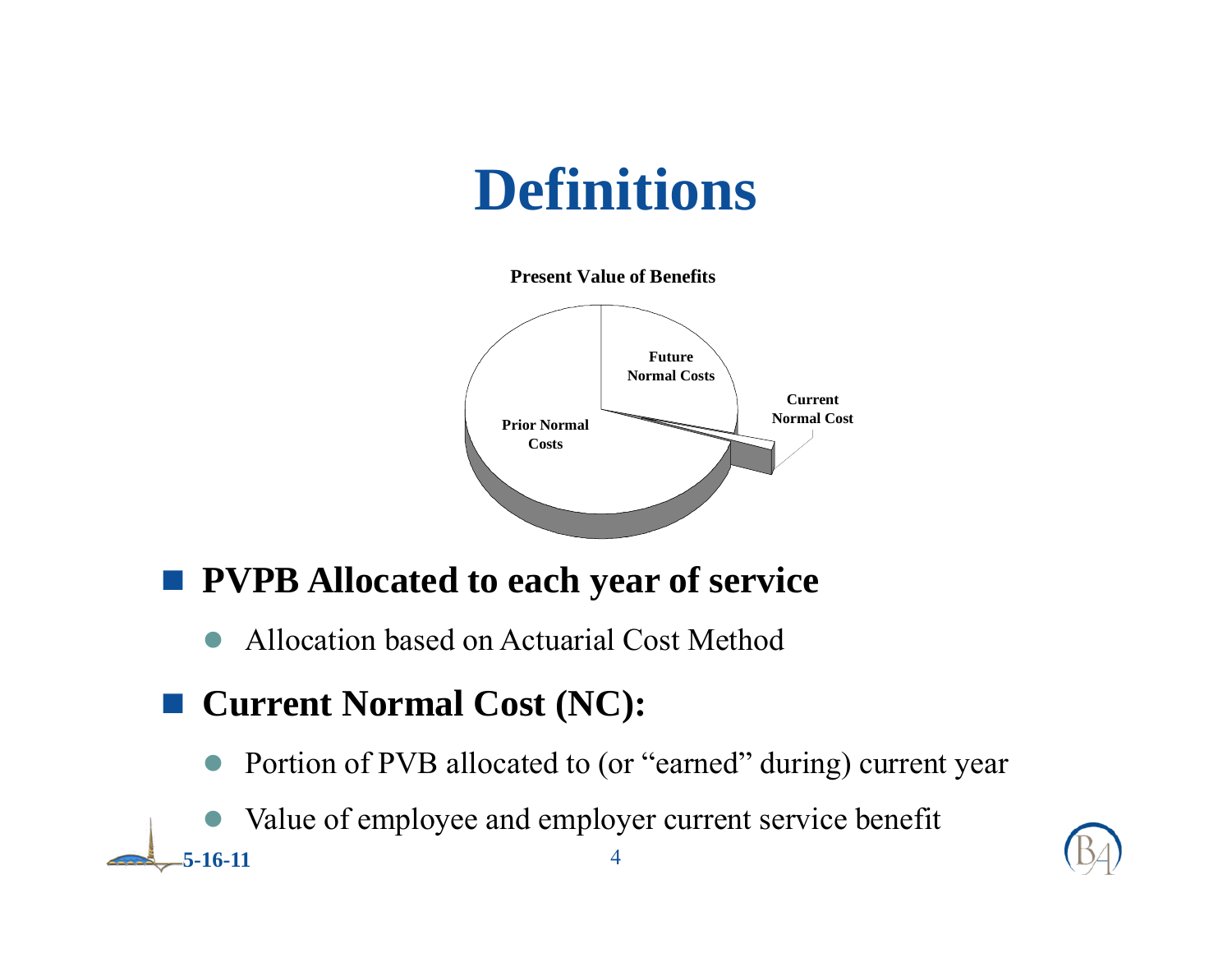# Definitions

**Present Value of Benefits**

Future Normal Costs

Current Normal Cost

Prior Normal Costs

- **PVPB Allocated to each year of service**
  - Allocation based on Actuarial Cost Method
- **Current Normal Cost (NC):**
  - Portion of PVB allocated to (or "earned" during) current year
  - Value of employee and employer current service benefit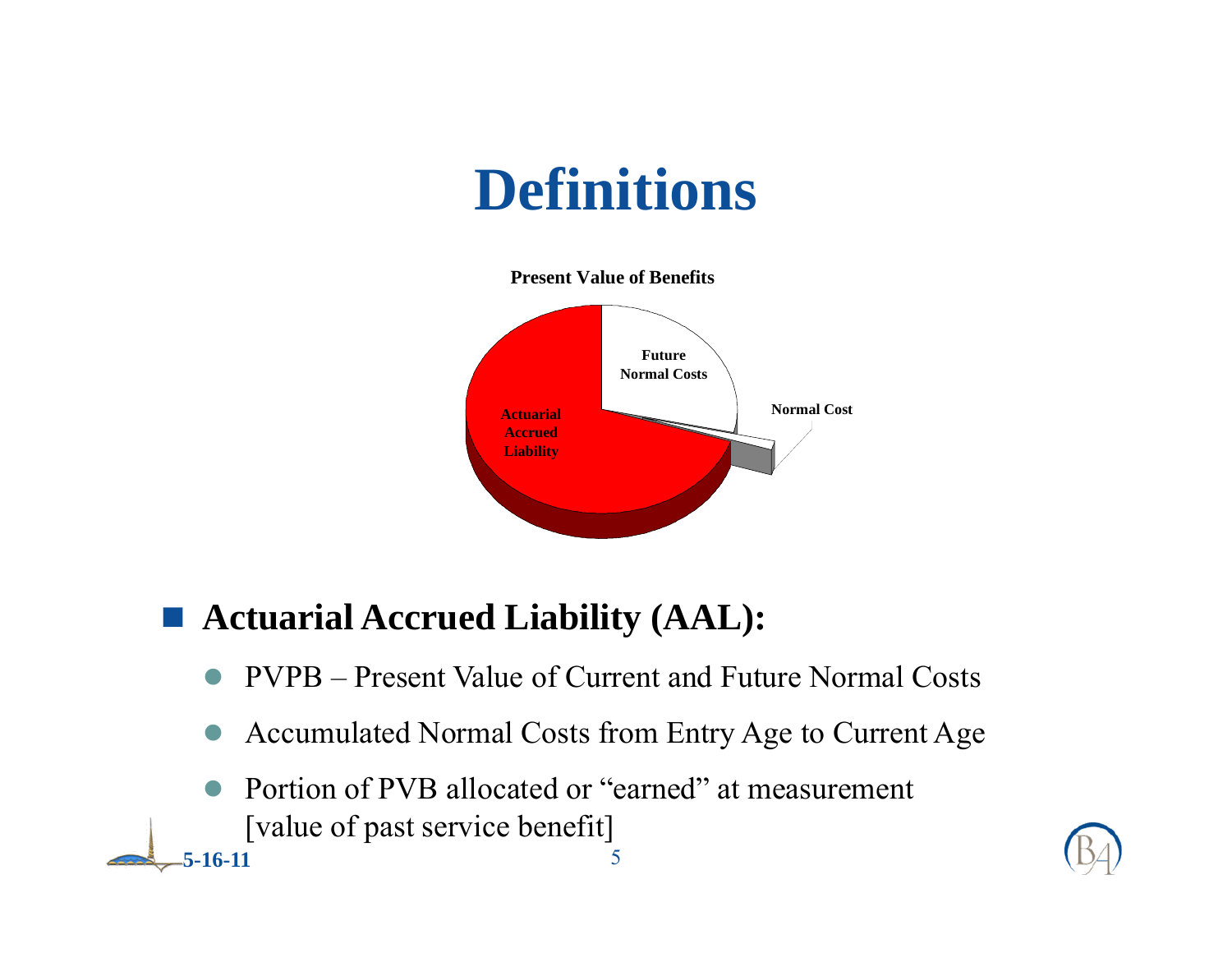# Definitions

**Present Value of Benefits**

**Future Normal Costs**

**Normal Cost**

**Actuarial Accrued Liability**

- **Actuarial Accrued Liability (AAL):**
  - PVPB – Present Value of Current and Future Normal Costs
  - Accumulated Normal Costs from Entry Age to Current Age
  - Portion of PVB allocated or "earned" at measurement [value of past service benefit]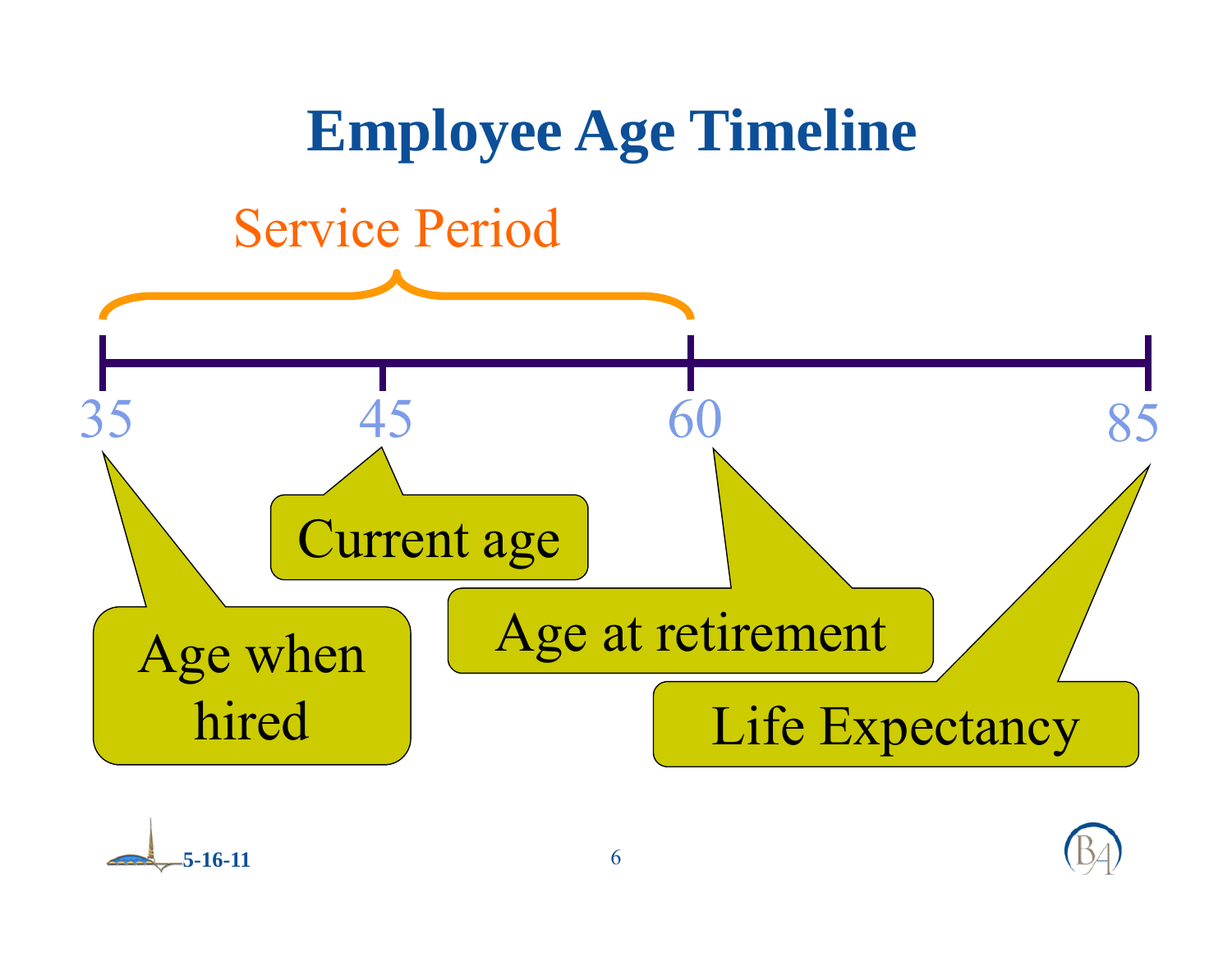# Employee Age Timeline

Service Period

35 — 45 — 60 — 85

- 35: Age when hired
- 45: Current age
- 60: Age at retirement
- 85: Life Expectancy

5-16-11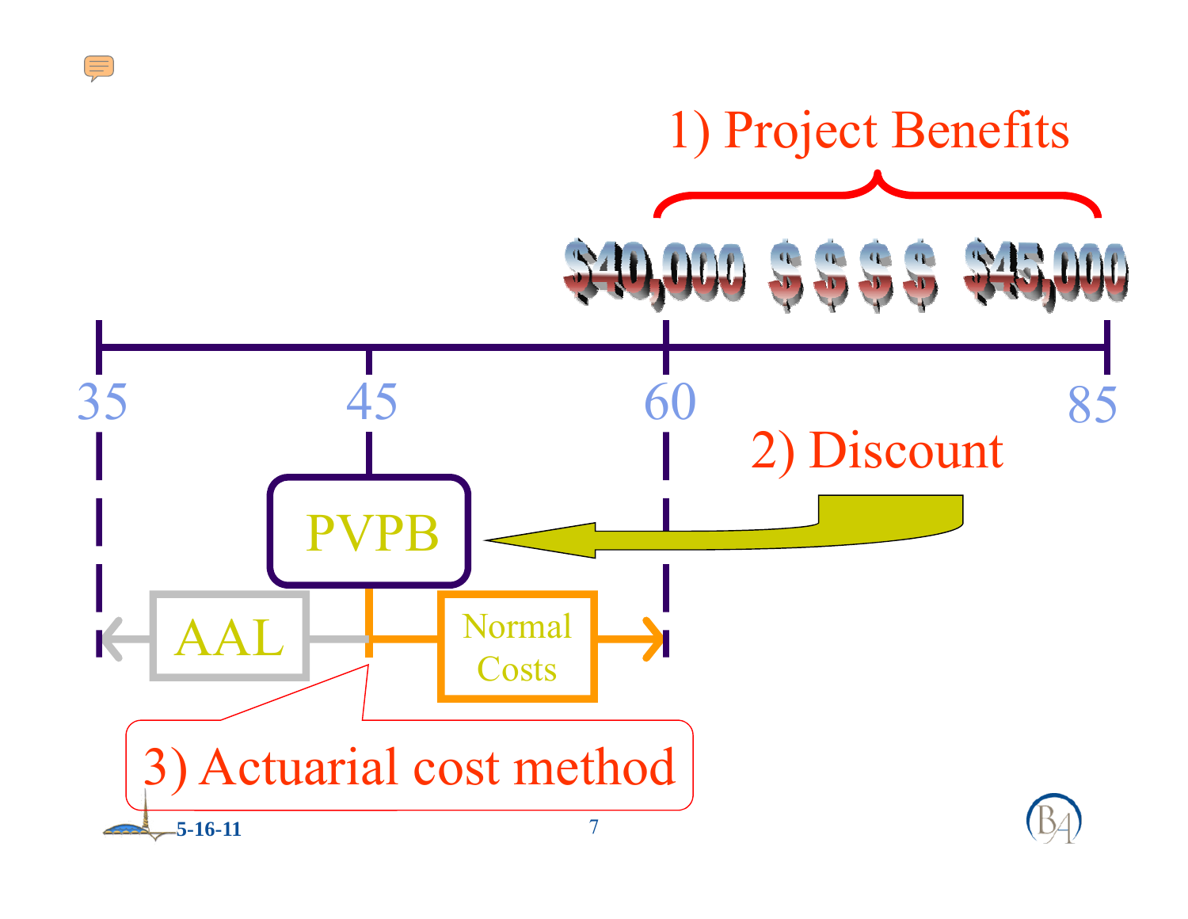1) Project Benefits

$40,000 $ $ $ $ $45,000

35 45 60 85

2) Discount

PVPB

AAL

Normal Costs

3) Actuarial cost method

5-16-11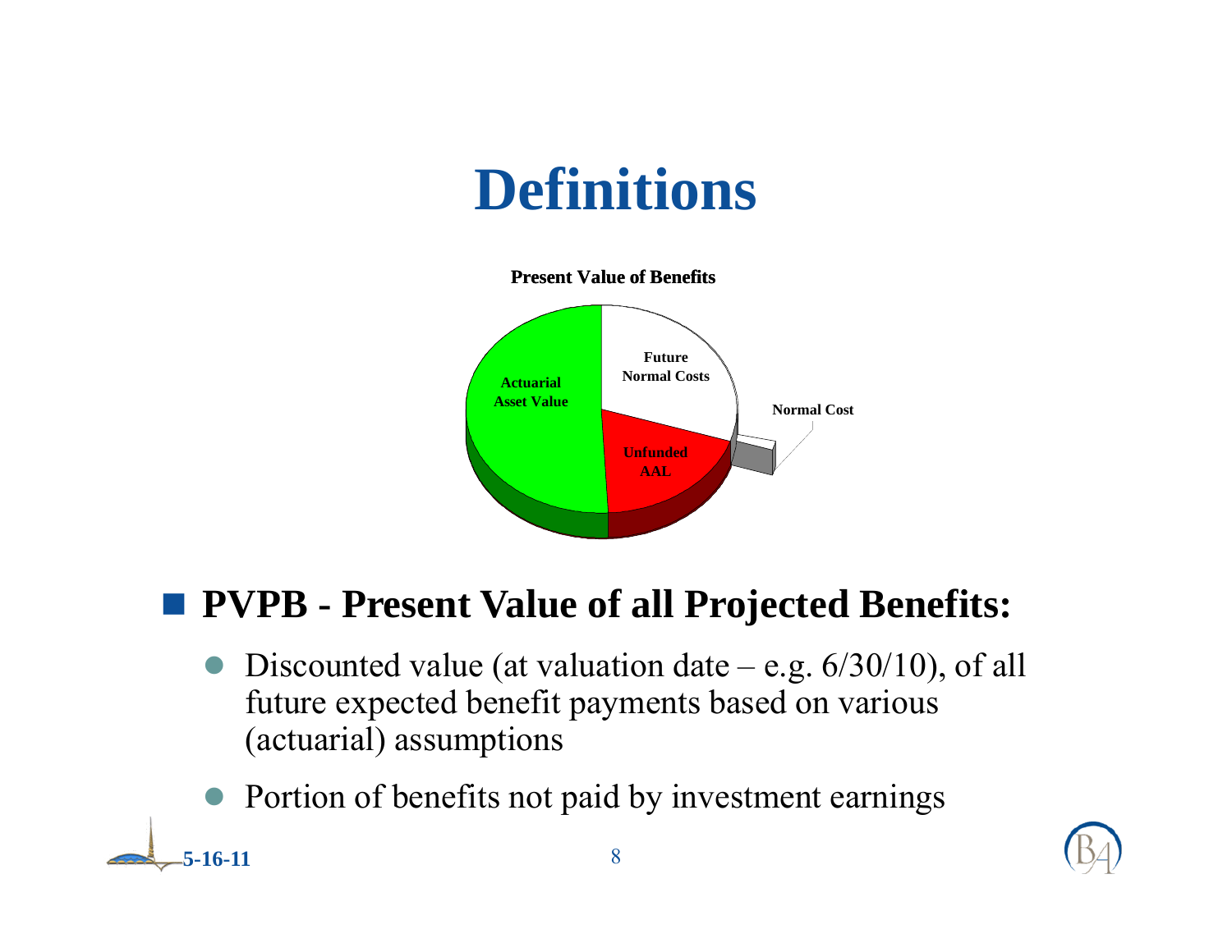# Definitions

**Present Value of Benefits**

Actuarial Asset Value

Future Normal Costs

Normal Cost

Unfunded AAL

- **PVPB - Present Value of all Projected Benefits:**
  - Discounted value (at valuation date – e.g. 6/30/10), of all future expected benefit payments based on various (actuarial) assumptions
  - Portion of benefits not paid by investment earnings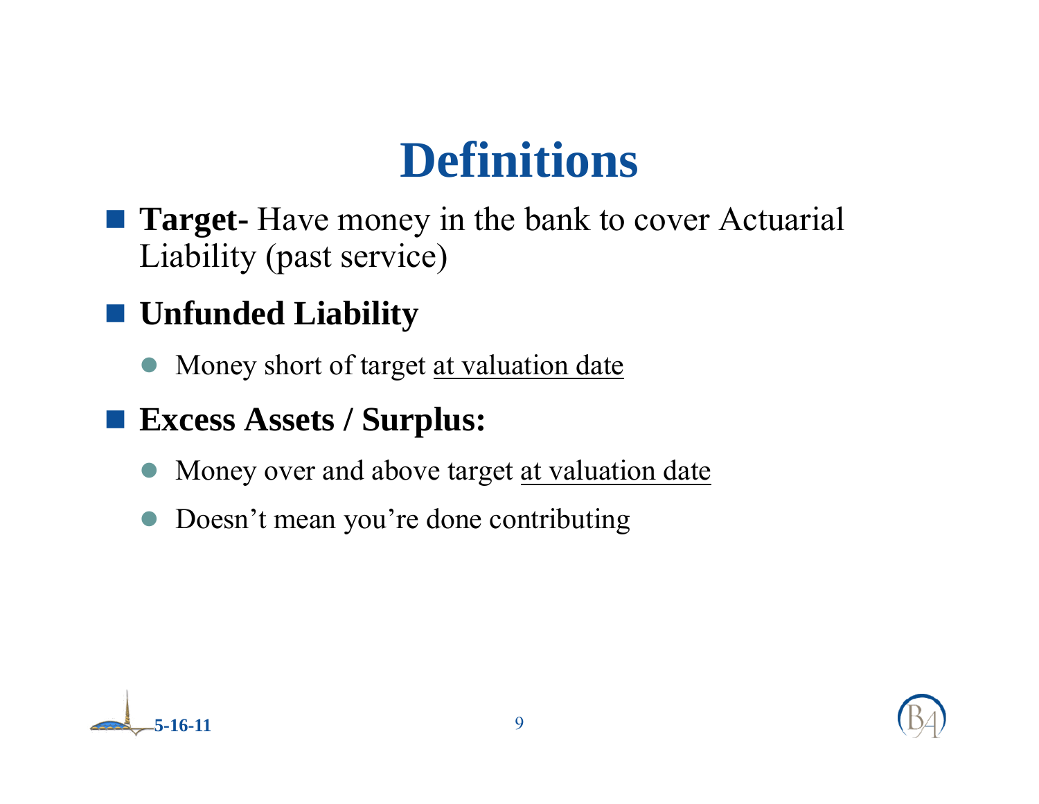# Definitions

- **Target-** Have money in the bank to cover Actuarial Liability (past service)
- **Unfunded Liability**
  - Money short of target <u>at valuation date</u>
- **Excess Assets / Surplus:**
  - Money over and above target <u>at valuation date</u>
  - Doesn't mean you're done contributing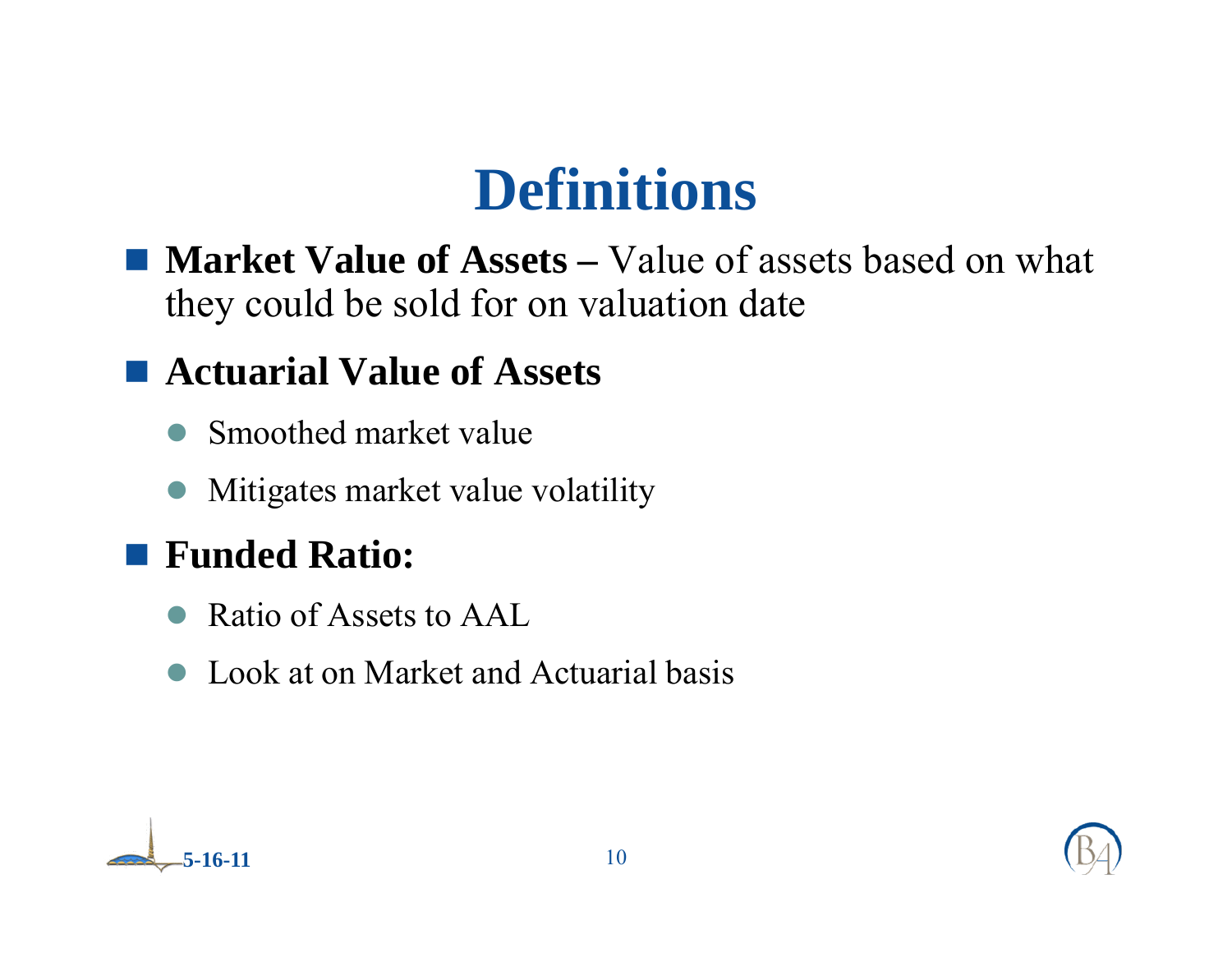# Definitions

- **Market Value of Assets –** Value of assets based on what they could be sold for on valuation date
- **Actuarial Value of Assets**
  - Smoothed market value
  - Mitigates market value volatility
- **Funded Ratio:**
  - Ratio of Assets to AAL
  - Look at on Market and Actuarial basis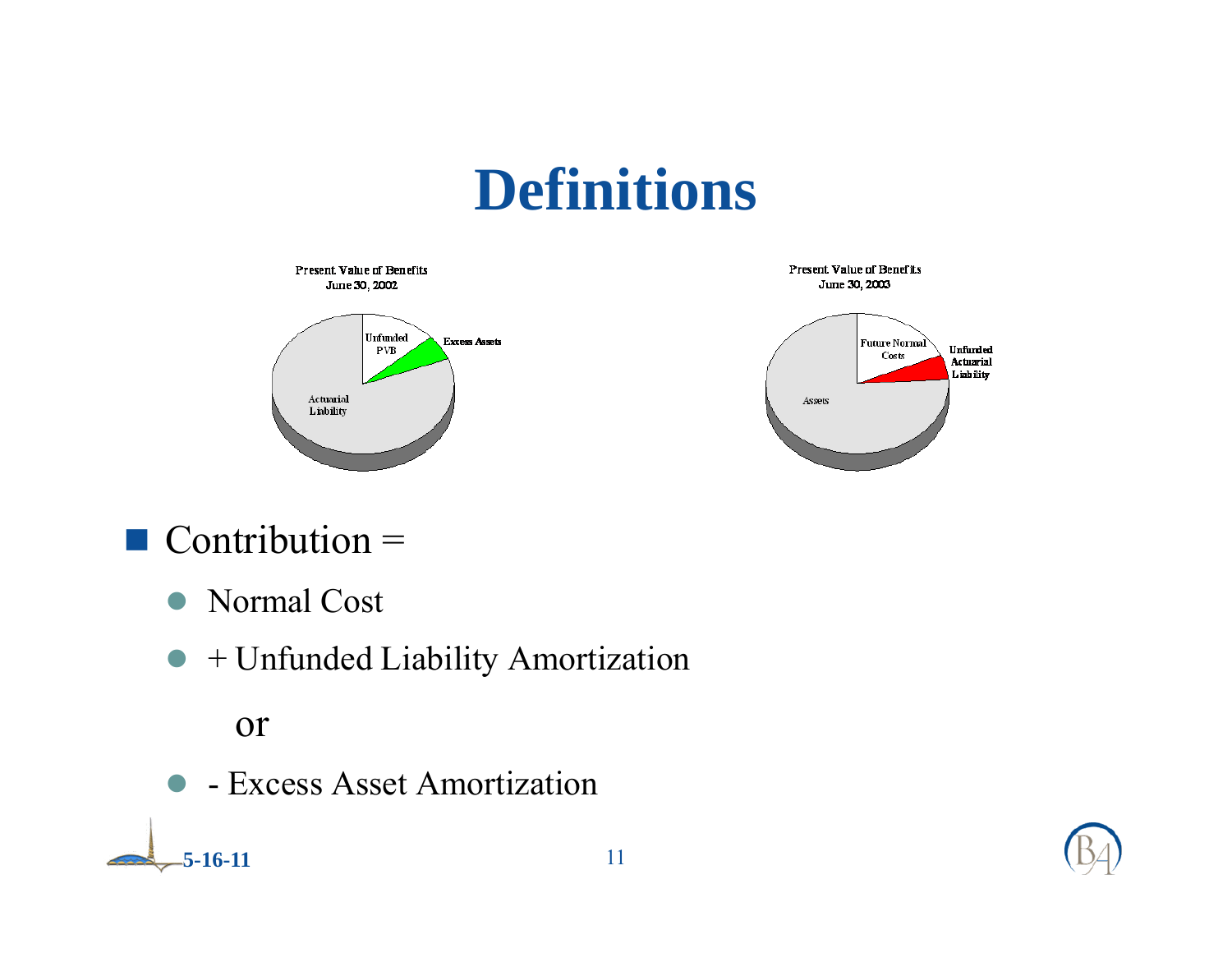# Definitions

Present Value of Benefits
June 30, 2002

Unfunded PVB

Excess Assets

Actuarial Liability

Present Value of Benefits
June 30, 2003

Future Normal Costs

Unfunded Actuarial Liability

Assets

- Contribution =
  - Normal Cost
  - + Unfunded Liability Amortization

    or

  - - Excess Asset Amortization

5-16-11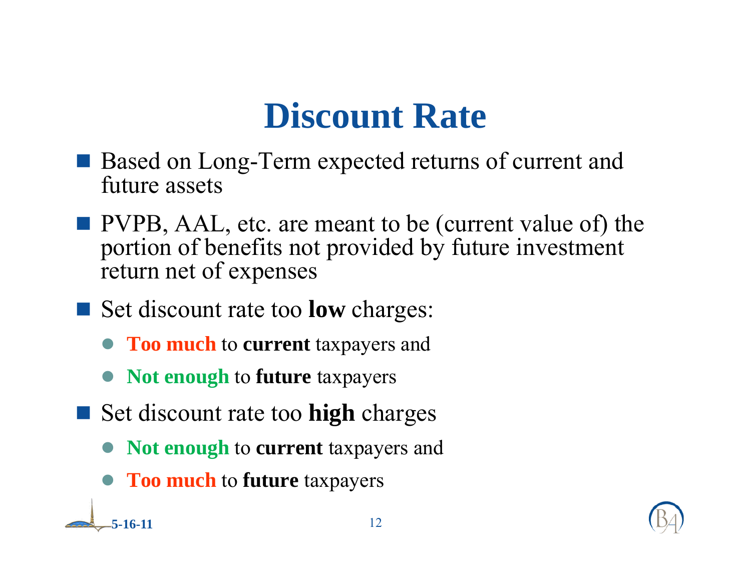# Discount Rate

- Based on Long-Term expected returns of current and future assets
- PVPB, AAL, etc. are meant to be (current value of) the portion of benefits not provided by future investment return net of expenses
- Set discount rate too **low** charges:
  - **Too much** to **current** taxpayers and
  - **Not enough** to **future** taxpayers
- Set discount rate too **high** charges
  - **Not enough** to **current** taxpayers and
  - **Too much** to **future** taxpayers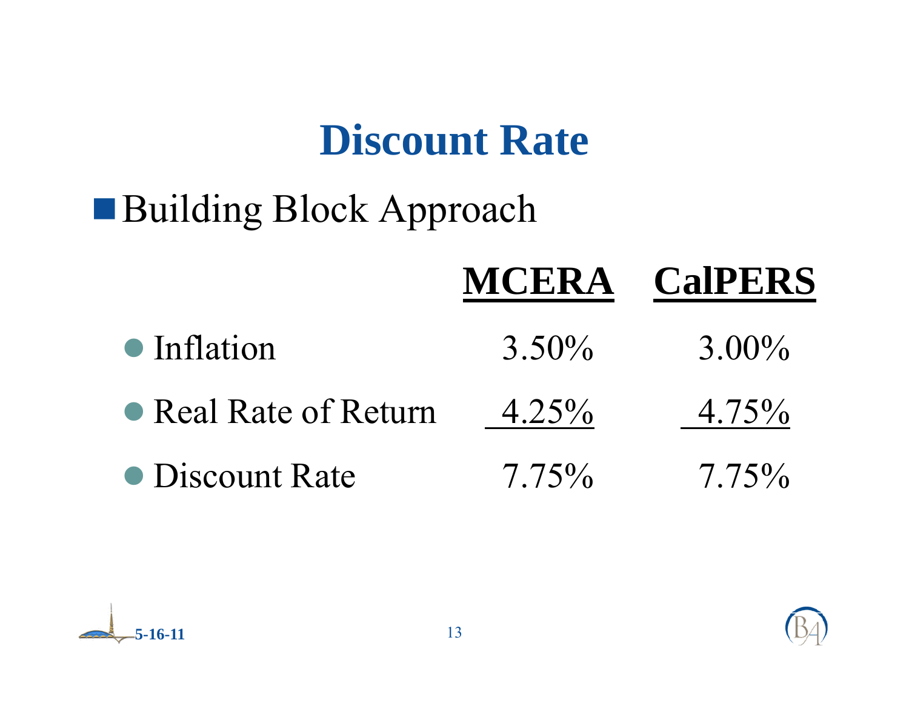# Discount Rate

- Building Block Approach

| | MCERA | CalPERS |
|---|---|---|
| Inflation | 3.50% | 3.00% |
| Real Rate of Return | 4.25% | 4.75% |
| Discount Rate | 7.75% | 7.75% |

5-16-11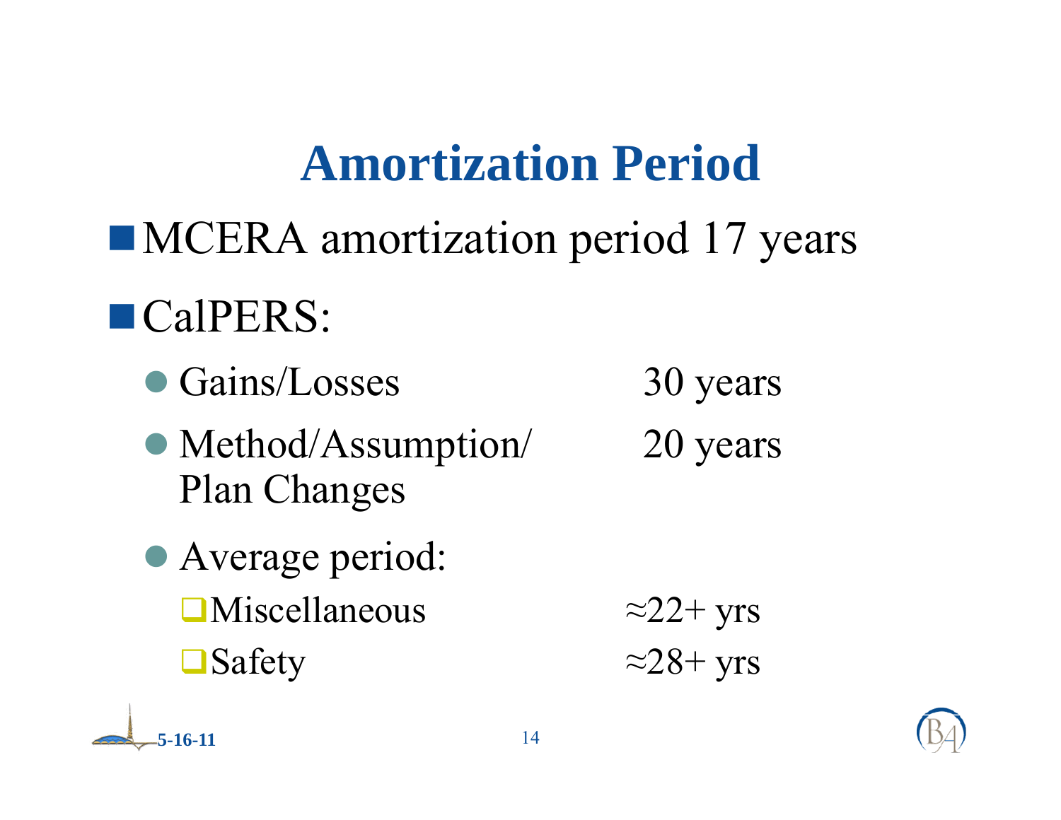# Amortization Period

- MCERA amortization period 17 years
- CalPERS:
  - Gains/Losses — 30 years
  - Method/Assumption/ Plan Changes — 20 years
  - Average period:
    - Miscellaneous — ≈22+ yrs
    - Safety — ≈28+ yrs

5-16-11